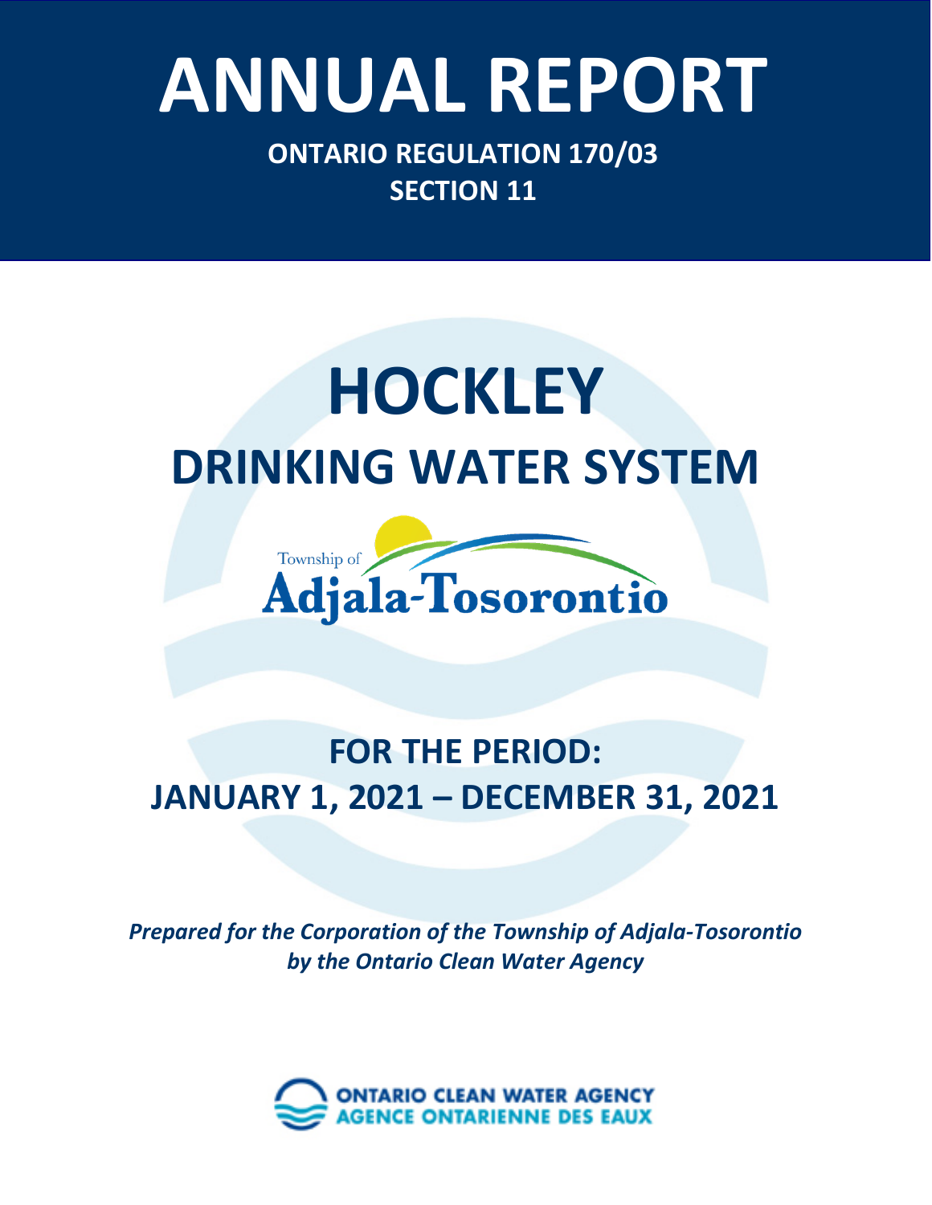# ANNUAL REPORT

**ONTARIO REGULATION 170/03**
**SECTION 11**

# HOCKLEY

## DRINKING WATER SYSTEM

Township of
Adjala-Tosorontio

## FOR THE PERIOD:
## JANUARY 1, 2021 – DECEMBER 31, 2021

***Prepared for the Corporation of the Township of Adjala-Tosorontio by the Ontario Clean Water Agency***

ONTARIO CLEAN WATER AGENCY
AGENCE ONTARIENNE DES EAUX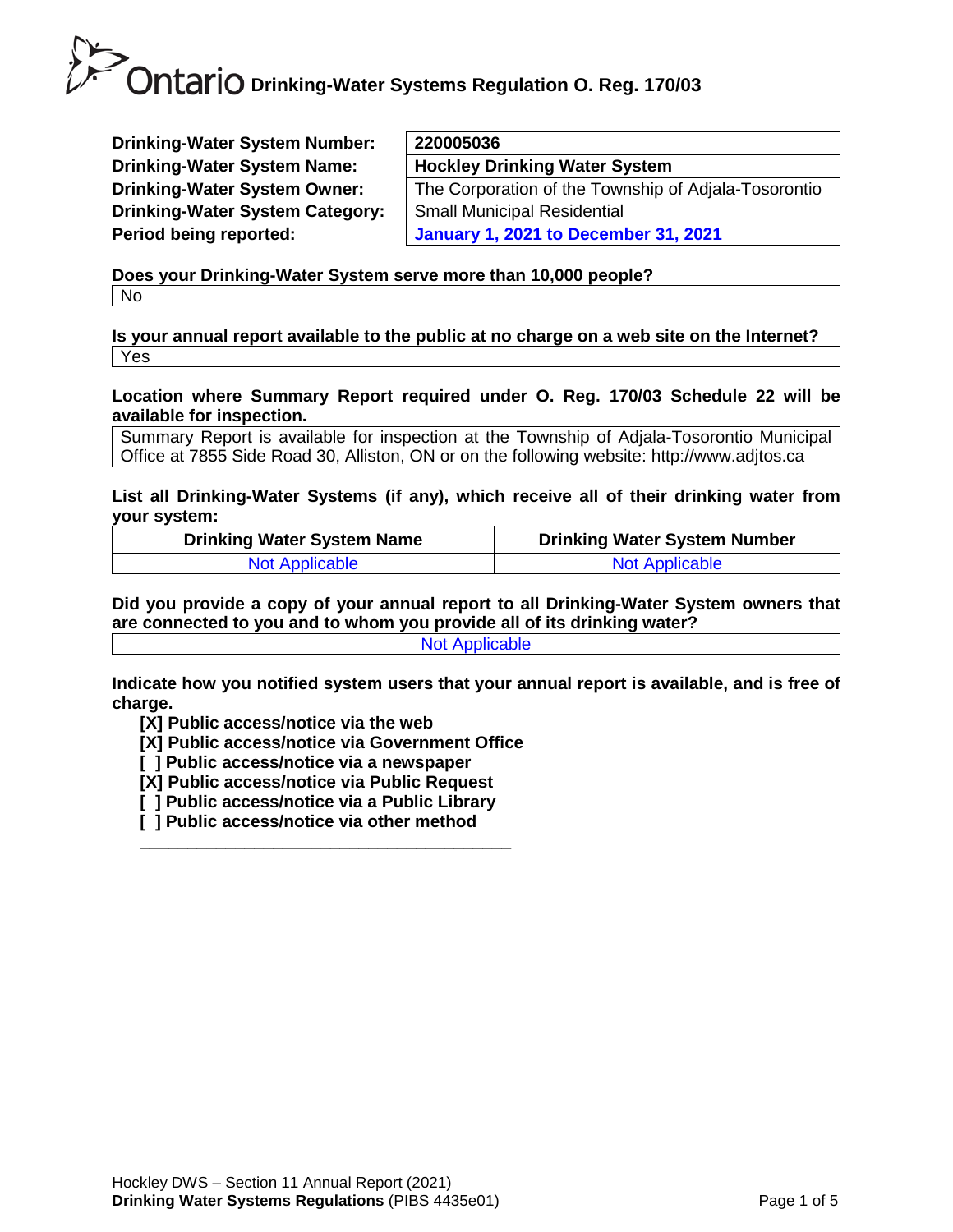# Ontario Drinking-Water Systems Regulation O. Reg. 170/03

| | |
|---|---|
| **Drinking-Water System Number:** | **220005036** |
| **Drinking-Water System Name:** | **Hockley Drinking Water System** |
| **Drinking-Water System Owner:** | The Corporation of the Township of Adjala-Tosorontio |
| **Drinking-Water System Category:** | Small Municipal Residential |
| **Period being reported:** | **January 1, 2021 to December 31, 2021** |

**Does your Drinking-Water System serve more than 10,000 people?**

No

**Is your annual report available to the public at no charge on a web site on the Internet?**

Yes

**Location where Summary Report required under O. Reg. 170/03 Schedule 22 will be available for inspection.**

Summary Report is available for inspection at the Township of Adjala-Tosorontio Municipal Office at 7855 Side Road 30, Alliston, ON or on the following website: http://www.adjtos.ca

**List all Drinking-Water Systems (if any), which receive all of their drinking water from your system:**

| Drinking Water System Name | Drinking Water System Number |
|---|---|
| Not Applicable | Not Applicable |

**Did you provide a copy of your annual report to all Drinking-Water System owners that are connected to you and to whom you provide all of its drinking water?**

Not Applicable

**Indicate how you notified system users that your annual report is available, and is free of charge.**

- **[X] Public access/notice via the web**
- **[X] Public access/notice via Government Office**
- **[ ] Public access/notice via a newspaper**
- **[X] Public access/notice via Public Request**
- **[ ] Public access/notice via a Public Library**
- **[ ] Public access/notice via other method**

_______________________________________________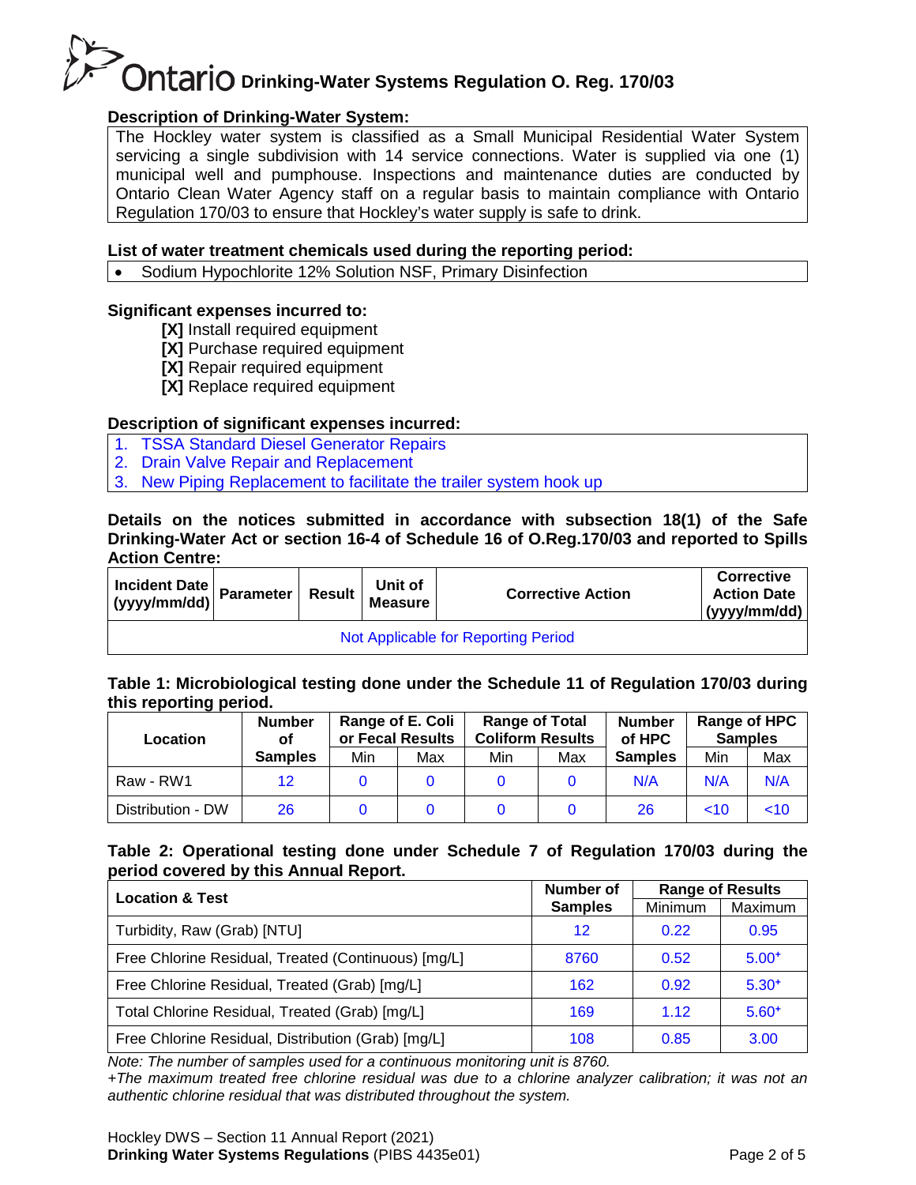# Ontario Drinking-Water Systems Regulation O. Reg. 170/03

**Description of Drinking-Water System:**

The Hockley water system is classified as a Small Municipal Residential Water System servicing a single subdivision with 14 service connections. Water is supplied via one (1) municipal well and pumphouse. Inspections and maintenance duties are conducted by Ontario Clean Water Agency staff on a regular basis to maintain compliance with Ontario Regulation 170/03 to ensure that Hockley's water supply is safe to drink.

**List of water treatment chemicals used during the reporting period:**

- Sodium Hypochlorite 12% Solution NSF, Primary Disinfection

**Significant expenses incurred to:**

**[X]** Install required equipment
**[X]** Purchase required equipment
**[X]** Repair required equipment
**[X]** Replace required equipment

**Description of significant expenses incurred:**

1. TSSA Standard Diesel Generator Repairs
2. Drain Valve Repair and Replacement
3. New Piping Replacement to facilitate the trailer system hook up

**Details on the notices submitted in accordance with subsection 18(1) of the Safe Drinking-Water Act or section 16-4 of Schedule 16 of O.Reg.170/03 and reported to Spills Action Centre:**

| Incident Date (yyyy/mm/dd) | Parameter | Result | Unit of Measure | Corrective Action | Corrective Action Date (yyyy/mm/dd) |
|---|---|---|---|---|---|
| Not Applicable for Reporting Period | | | | | |

**Table 1: Microbiological testing done under the Schedule 11 of Regulation 170/03 during this reporting period.**

| Location | Number of Samples | Range of E. Coli or Fecal Results | | Range of Total Coliform Results | | Number of HPC Samples | Range of HPC Samples | |
|---|---|---|---|---|---|---|---|---|
| | | Min | Max | Min | Max | | Min | Max |
| Raw - RW1 | 12 | 0 | 0 | 0 | 0 | N/A | N/A | N/A |
| Distribution - DW | 26 | 0 | 0 | 0 | 0 | 26 | <10 | <10 |

**Table 2: Operational testing done under Schedule 7 of Regulation 170/03 during the period covered by this Annual Report.**

| Location & Test | Number of Samples | Range of Results | |
|---|---|---|---|
| | | Minimum | Maximum |
| Turbidity, Raw (Grab) [NTU] | 12 | 0.22 | 0.95 |
| Free Chlorine Residual, Treated (Continuous) [mg/L] | 8760 | 0.52 | 5.00+ |
| Free Chlorine Residual, Treated (Grab) [mg/L] | 162 | 0.92 | 5.30+ |
| Total Chlorine Residual, Treated (Grab) [mg/L] | 169 | 1.12 | 5.60+ |
| Free Chlorine Residual, Distribution (Grab) [mg/L] | 108 | 0.85 | 3.00 |

*Note: The number of samples used for a continuous monitoring unit is 8760.*
*+The maximum treated free chlorine residual was due to a chlorine analyzer calibration; it was not an authentic chlorine residual that was distributed throughout the system.*

Hockley DWS – Section 11 Annual Report (2021)
**Drinking Water Systems Regulations** (PIBS 4435e01)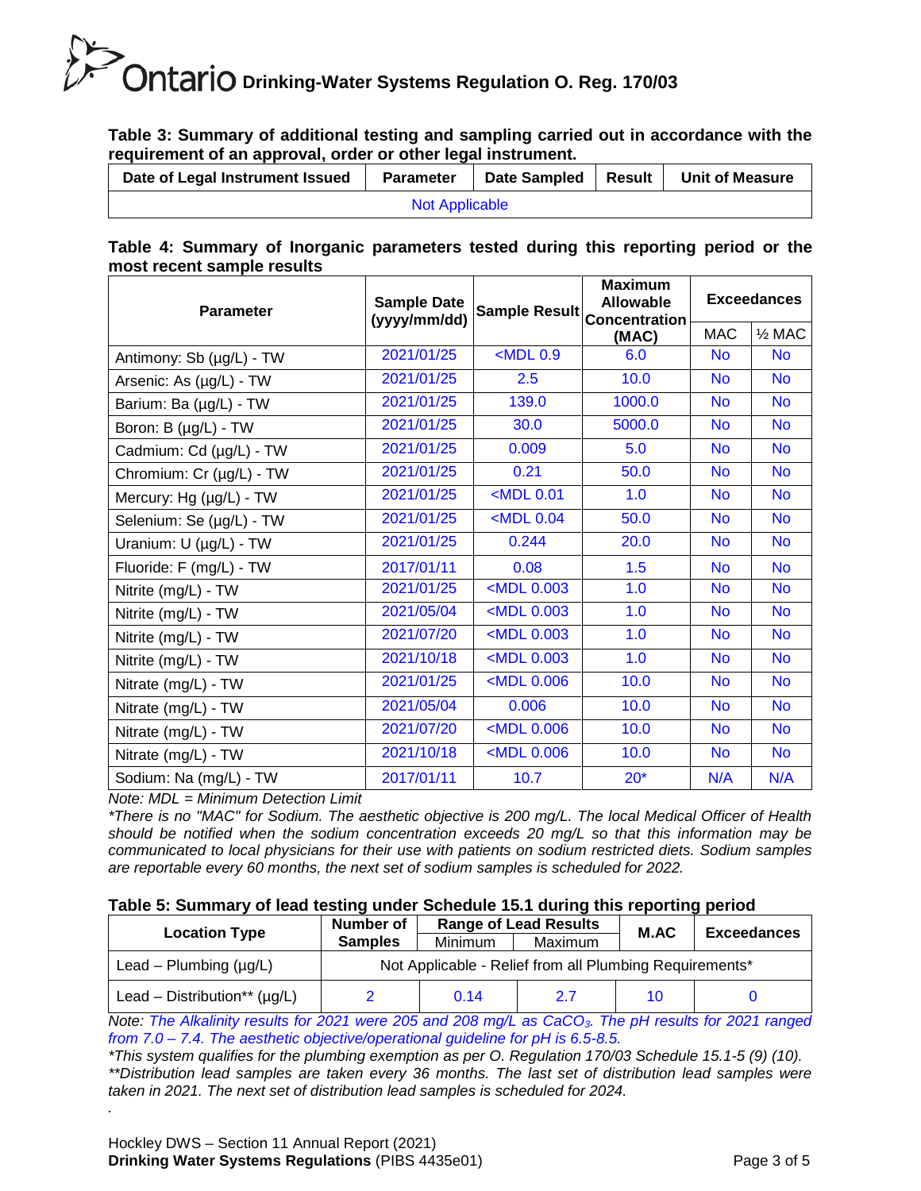**Table 3: Summary of additional testing and sampling carried out in accordance with the requirement of an approval, order or other legal instrument.**

| Date of Legal Instrument Issued | Parameter | Date Sampled | Result | Unit of Measure |
|---|---|---|---|---|
| Not Applicable | | | | |

**Table 4: Summary of Inorganic parameters tested during this reporting period or the most recent sample results**

| Parameter | Sample Date (yyyy/mm/dd) | Sample Result | Maximum Allowable Concentration (MAC) | Exceedances | |
|---|---|---|---|---|---|
| | | | | MAC | ½ MAC |
| Antimony: Sb (µg/L) - TW | 2021/01/25 | <MDL 0.9 | 6.0 | No | No |
| Arsenic: As (µg/L) - TW | 2021/01/25 | 2.5 | 10.0 | No | No |
| Barium: Ba (µg/L) - TW | 2021/01/25 | 139.0 | 1000.0 | No | No |
| Boron: B (µg/L) - TW | 2021/01/25 | 30.0 | 5000.0 | No | No |
| Cadmium: Cd (µg/L) - TW | 2021/01/25 | 0.009 | 5.0 | No | No |
| Chromium: Cr (µg/L) - TW | 2021/01/25 | 0.21 | 50.0 | No | No |
| Mercury: Hg (µg/L) - TW | 2021/01/25 | <MDL 0.01 | 1.0 | No | No |
| Selenium: Se (µg/L) - TW | 2021/01/25 | <MDL 0.04 | 50.0 | No | No |
| Uranium: U (µg/L) - TW | 2021/01/25 | 0.244 | 20.0 | No | No |
| Fluoride: F (mg/L) - TW | 2017/01/11 | 0.08 | 1.5 | No | No |
| Nitrite (mg/L) - TW | 2021/01/25 | <MDL 0.003 | 1.0 | No | No |
| Nitrite (mg/L) - TW | 2021/05/04 | <MDL 0.003 | 1.0 | No | No |
| Nitrite (mg/L) - TW | 2021/07/20 | <MDL 0.003 | 1.0 | No | No |
| Nitrite (mg/L) - TW | 2021/10/18 | <MDL 0.003 | 1.0 | No | No |
| Nitrate (mg/L) - TW | 2021/01/25 | <MDL 0.006 | 10.0 | No | No |
| Nitrate (mg/L) - TW | 2021/05/04 | 0.006 | 10.0 | No | No |
| Nitrate (mg/L) - TW | 2021/07/20 | <MDL 0.006 | 10.0 | No | No |
| Nitrate (mg/L) - TW | 2021/10/18 | <MDL 0.006 | 10.0 | No | No |
| Sodium: Na (mg/L) - TW | 2017/01/11 | 10.7 | 20* | N/A | N/A |

*Note: MDL = Minimum Detection Limit*

*\*There is no "MAC" for Sodium. The aesthetic objective is 200 mg/L. The local Medical Officer of Health should be notified when the sodium concentration exceeds 20 mg/L so that this information may be communicated to local physicians for their use with patients on sodium restricted diets. Sodium samples are reportable every 60 months, the next set of sodium samples is scheduled for 2022.*

**Table 5: Summary of lead testing under Schedule 15.1 during this reporting period**

| Location Type | Number of Samples | Range of Lead Results | | M.AC | Exceedances |
|---|---|---|---|---|---|
| | | Minimum | Maximum | | |
| Lead – Plumbing (µg/L) | Not Applicable - Relief from all Plumbing Requirements* | | | | |
| Lead – Distribution** (µg/L) | 2 | 0.14 | 2.7 | 10 | 0 |

*Note: The Alkalinity results for 2021 were 205 and 208 mg/L as $CaCO_3$. The pH results for 2021 ranged from 7.0 – 7.4. The aesthetic objective/operational guideline for pH is 6.5-8.5.*

*\*This system qualifies for the plumbing exemption as per O. Regulation 170/03 Schedule 15.1-5 (9) (10).*

*\*\*Distribution lead samples are taken every 36 months. The last set of distribution lead samples were taken in 2021. The next set of distribution lead samples is scheduled for 2024.*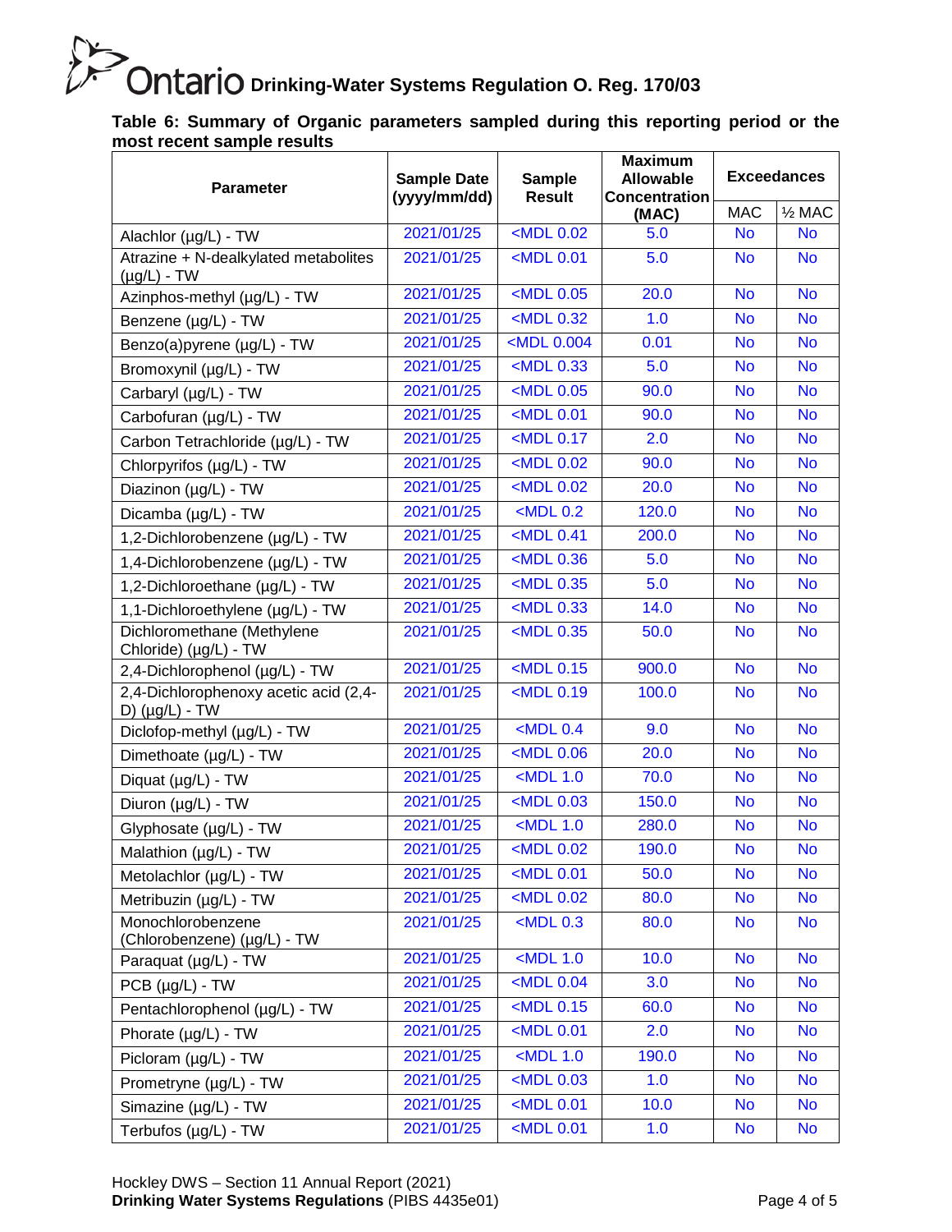**Table 6: Summary of Organic parameters sampled during this reporting period or the most recent sample results**

| Parameter | Sample Date (yyyy/mm/dd) | Sample Result | Maximum Allowable Concentration (MAC) | Exceedances | |
|---|---|---|---|---|---|
| | | | | MAC | ½ MAC |
| Alachlor (µg/L) - TW | 2021/01/25 | <MDL 0.02 | 5.0 | No | No |
| Atrazine + N-dealkylated metabolites (µg/L) - TW | 2021/01/25 | <MDL 0.01 | 5.0 | No | No |
| Azinphos-methyl (µg/L) - TW | 2021/01/25 | <MDL 0.05 | 20.0 | No | No |
| Benzene (µg/L) - TW | 2021/01/25 | <MDL 0.32 | 1.0 | No | No |
| Benzo(a)pyrene (µg/L) - TW | 2021/01/25 | <MDL 0.004 | 0.01 | No | No |
| Bromoxynil (µg/L) - TW | 2021/01/25 | <MDL 0.33 | 5.0 | No | No |
| Carbaryl (µg/L) - TW | 2021/01/25 | <MDL 0.05 | 90.0 | No | No |
| Carbofuran (µg/L) - TW | 2021/01/25 | <MDL 0.01 | 90.0 | No | No |
| Carbon Tetrachloride (µg/L) - TW | 2021/01/25 | <MDL 0.17 | 2.0 | No | No |
| Chlorpyrifos (µg/L) - TW | 2021/01/25 | <MDL 0.02 | 90.0 | No | No |
| Diazinon (µg/L) - TW | 2021/01/25 | <MDL 0.02 | 20.0 | No | No |
| Dicamba (µg/L) - TW | 2021/01/25 | <MDL 0.2 | 120.0 | No | No |
| 1,2-Dichlorobenzene (µg/L) - TW | 2021/01/25 | <MDL 0.41 | 200.0 | No | No |
| 1,4-Dichlorobenzene (µg/L) - TW | 2021/01/25 | <MDL 0.36 | 5.0 | No | No |
| 1,2-Dichloroethane (µg/L) - TW | 2021/01/25 | <MDL 0.35 | 5.0 | No | No |
| 1,1-Dichloroethylene (µg/L) - TW | 2021/01/25 | <MDL 0.33 | 14.0 | No | No |
| Dichloromethane (Methylene Chloride) (µg/L) - TW | 2021/01/25 | <MDL 0.35 | 50.0 | No | No |
| 2,4-Dichlorophenol (µg/L) - TW | 2021/01/25 | <MDL 0.15 | 900.0 | No | No |
| 2,4-Dichlorophenoxy acetic acid (2,4-D) (µg/L) - TW | 2021/01/25 | <MDL 0.19 | 100.0 | No | No |
| Diclofop-methyl (µg/L) - TW | 2021/01/25 | <MDL 0.4 | 9.0 | No | No |
| Dimethoate (µg/L) - TW | 2021/01/25 | <MDL 0.06 | 20.0 | No | No |
| Diquat (µg/L) - TW | 2021/01/25 | <MDL 1.0 | 70.0 | No | No |
| Diuron (µg/L) - TW | 2021/01/25 | <MDL 0.03 | 150.0 | No | No |
| Glyphosate (µg/L) - TW | 2021/01/25 | <MDL 1.0 | 280.0 | No | No |
| Malathion (µg/L) - TW | 2021/01/25 | <MDL 0.02 | 190.0 | No | No |
| Metolachlor (µg/L) - TW | 2021/01/25 | <MDL 0.01 | 50.0 | No | No |
| Metribuzin (µg/L) - TW | 2021/01/25 | <MDL 0.02 | 80.0 | No | No |
| Monochlorobenzene (Chlorobenzene) (µg/L) - TW | 2021/01/25 | <MDL 0.3 | 80.0 | No | No |
| Paraquat (µg/L) - TW | 2021/01/25 | <MDL 1.0 | 10.0 | No | No |
| PCB (µg/L) - TW | 2021/01/25 | <MDL 0.04 | 3.0 | No | No |
| Pentachlorophenol (µg/L) - TW | 2021/01/25 | <MDL 0.15 | 60.0 | No | No |
| Phorate (µg/L) - TW | 2021/01/25 | <MDL 0.01 | 2.0 | No | No |
| Picloram (µg/L) - TW | 2021/01/25 | <MDL 1.0 | 190.0 | No | No |
| Prometryne (µg/L) - TW | 2021/01/25 | <MDL 0.03 | 1.0 | No | No |
| Simazine (µg/L) - TW | 2021/01/25 | <MDL 0.01 | 10.0 | No | No |
| Terbufos (µg/L) - TW | 2021/01/25 | <MDL 0.01 | 1.0 | No | No |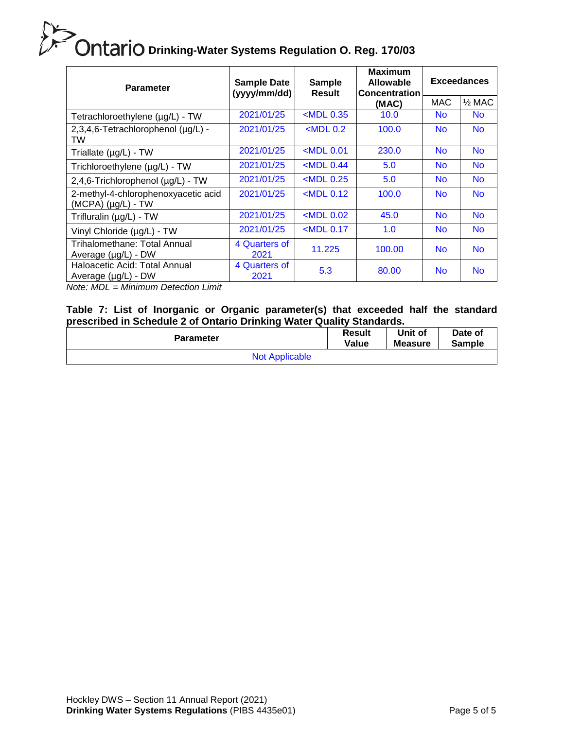| Parameter | Sample Date (yyyy/mm/dd) | Sample Result | Maximum Allowable Concentration (MAC) | Exceedances | |
|---|---|---|---|---|---|
| | | | | MAC | ½ MAC |
| Tetrachloroethylene (µg/L) - TW | 2021/01/25 | <MDL 0.35 | 10.0 | No | No |
| 2,3,4,6-Tetrachlorophenol (µg/L) - TW | 2021/01/25 | <MDL 0.2 | 100.0 | No | No |
| Triallate (µg/L) - TW | 2021/01/25 | <MDL 0.01 | 230.0 | No | No |
| Trichloroethylene (µg/L) - TW | 2021/01/25 | <MDL 0.44 | 5.0 | No | No |
| 2,4,6-Trichlorophenol (µg/L) - TW | 2021/01/25 | <MDL 0.25 | 5.0 | No | No |
| 2-methyl-4-chlorophenoxyacetic acid (MCPA) (µg/L) - TW | 2021/01/25 | <MDL 0.12 | 100.0 | No | No |
| Trifluralin (µg/L) - TW | 2021/01/25 | <MDL 0.02 | 45.0 | No | No |
| Vinyl Chloride (µg/L) - TW | 2021/01/25 | <MDL 0.17 | 1.0 | No | No |
| Trihalomethane: Total Annual Average (µg/L) - DW | 4 Quarters of 2021 | 11.225 | 100.00 | No | No |
| Haloacetic Acid: Total Annual Average (µg/L) - DW | 4 Quarters of 2021 | 5.3 | 80.00 | No | No |

*Note: MDL = Minimum Detection Limit*

**Table 7: List of Inorganic or Organic parameter(s) that exceeded half the standard prescribed in Schedule 2 of Ontario Drinking Water Quality Standards.**

| Parameter | Result Value | Unit of Measure | Date of Sample |
|---|---|---|---|
| Not Applicable | | | |